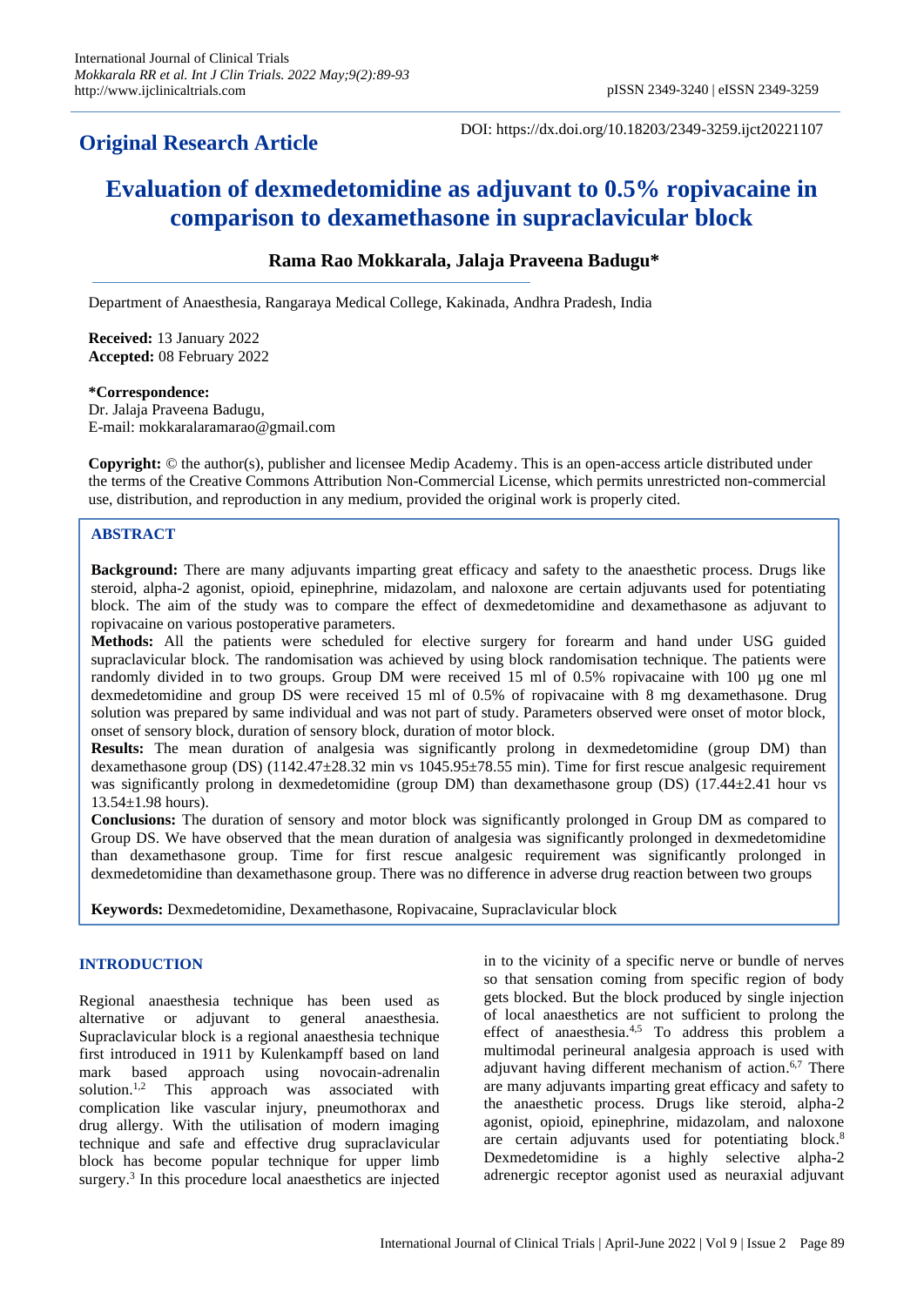**Original Research Article**

DOI: https://dx.doi.org/10.18203/2349-3259.ijct20221107

# Evaluation of dexmedetomidine as adjuvant to 0.5% ropivacaine in comparison to dexamethasone in supraclavicular block

**Rama Rao Mokkarala, Jalaja Praveena Badugu***

Department of Anaesthesia, Rangaraya Medical College, Kakinada, Andhra Pradesh, India

**Received:** 13 January 2022
**Accepted:** 08 February 2022

***Correspondence:**
Dr. Jalaja Praveena Badugu,
E-mail: mokkaralaramarao@gmail.com

**Copyright:** © the author(s), publisher and licensee Medip Academy. This is an open-access article distributed under the terms of the Creative Commons Attribution Non-Commercial License, which permits unrestricted non-commercial use, distribution, and reproduction in any medium, provided the original work is properly cited.

## ABSTRACT

**Background:** There are many adjuvants imparting great efficacy and safety to the anaesthetic process. Drugs like steroid, alpha-2 agonist, opioid, epinephrine, midazolam, and naloxone are certain adjuvants used for potentiating block. The aim of the study was to compare the effect of dexmedetomidine and dexamethasone as adjuvant to ropivacaine on various postoperative parameters.

**Methods:** All the patients were scheduled for elective surgery for forearm and hand under USG guided supraclavicular block. The randomisation was achieved by using block randomisation technique. The patients were randomly divided in to two groups. Group DM were received 15 ml of 0.5% ropivacaine with 100 µg one ml dexmedetomidine and group DS were received 15 ml of 0.5% of ropivacaine with 8 mg dexamethasone. Drug solution was prepared by same individual and was not part of study. Parameters observed were onset of motor block, onset of sensory block, duration of sensory block, duration of motor block.

**Results:** The mean duration of analgesia was significantly prolong in dexmedetomidine (group DM) than dexamethasone group (DS) (1142.47±28.32 min vs 1045.95±78.55 min). Time for first rescue analgesic requirement was significantly prolong in dexmedetomidine (group DM) than dexamethasone group (DS) (17.44±2.41 hour vs 13.54±1.98 hours).

**Conclusions:** The duration of sensory and motor block was significantly prolonged in Group DM as compared to Group DS. We have observed that the mean duration of analgesia was significantly prolonged in dexmedetomidine than dexamethasone group. Time for first rescue analgesic requirement was significantly prolonged in dexmedetomidine than dexamethasone group. There was no difference in adverse drug reaction between two groups

**Keywords:** Dexmedetomidine, Dexamethasone, Ropivacaine, Supraclavicular block

## INTRODUCTION

Regional anaesthesia technique has been used as alternative or adjuvant to general anaesthesia. Supraclavicular block is a regional anaesthesia technique first introduced in 1911 by Kulenkampff based on land mark based approach using novocain-adrenalin solution.[1,2] This approach was associated with complication like vascular injury, pneumothorax and drug allergy. With the utilisation of modern imaging technique and safe and effective drug supraclavicular block has become popular technique for upper limb surgery.[3] In this procedure local anaesthetics are injected in to the vicinity of a specific nerve or bundle of nerves so that sensation coming from specific region of body gets blocked. But the block produced by single injection of local anaesthetics are not sufficient to prolong the effect of anaesthesia.[4,5] To address this problem a multimodal perineural analgesia approach is used with adjuvant having different mechanism of action.[6,7] There are many adjuvants imparting great efficacy and safety to the anaesthetic process. Drugs like steroid, alpha-2 agonist, opioid, epinephrine, midazolam, and naloxone are certain adjuvants used for potentiating block.[8] Dexmedetomidine is a highly selective alpha-2 adrenergic receptor agonist used as neuraxial adjuvant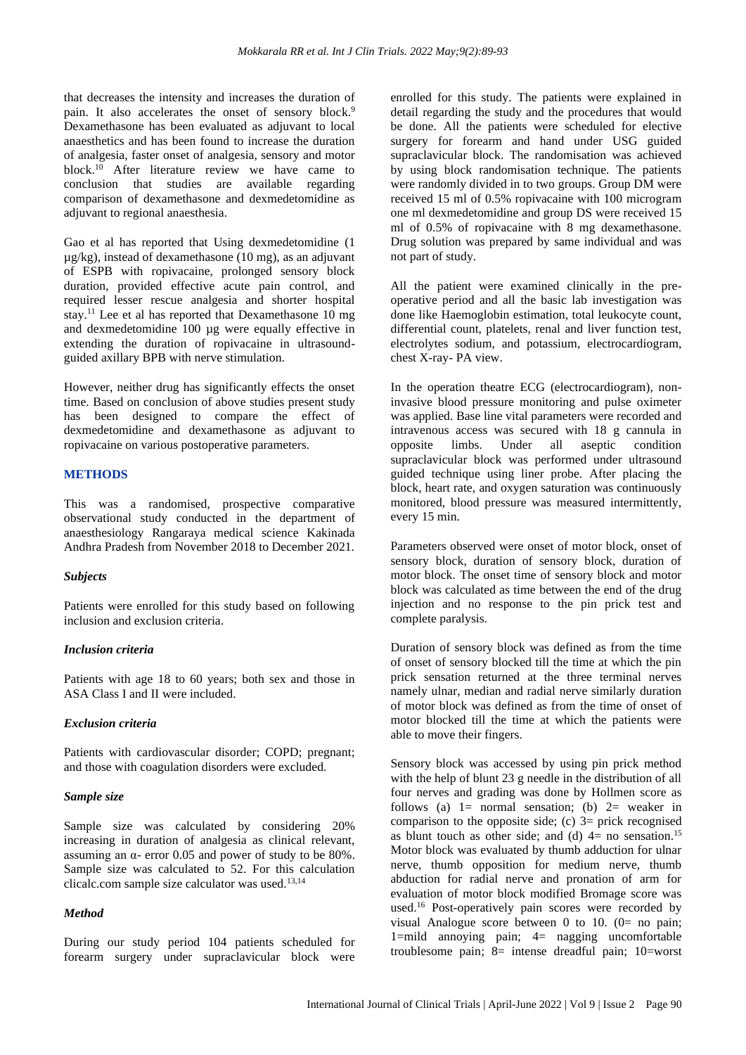that decreases the intensity and increases the duration of pain. It also accelerates the onset of sensory block.[9] Dexamethasone has been evaluated as adjuvant to local anaesthetics and has been found to increase the duration of analgesia, faster onset of analgesia, sensory and motor block.[10] After literature review we have came to conclusion that studies are available regarding comparison of dexamethasone and dexmedetomidine as adjuvant to regional anaesthesia.

Gao et al has reported that Using dexmedetomidine (1 µg/kg), instead of dexamethasone (10 mg), as an adjuvant of ESPB with ropivacaine, prolonged sensory block duration, provided effective acute pain control, and required lesser rescue analgesia and shorter hospital stay.[11] Lee et al has reported that Dexamethasone 10 mg and dexmedetomidine 100 µg were equally effective in extending the duration of ropivacaine in ultrasound-guided axillary BPB with nerve stimulation.

However, neither drug has significantly effects the onset time. Based on conclusion of above studies present study has been designed to compare the effect of dexmedetomidine and dexamethasone as adjuvant to ropivacaine on various postoperative parameters.

## METHODS

This was a randomised, prospective comparative observational study conducted in the department of anaesthesiology Rangaraya medical science Kakinada Andhra Pradesh from November 2018 to December 2021.

### *Subjects*

Patients were enrolled for this study based on following inclusion and exclusion criteria.

### *Inclusion criteria*

Patients with age 18 to 60 years; both sex and those in ASA Class I and II were included.

### *Exclusion criteria*

Patients with cardiovascular disorder; COPD; pregnant; and those with coagulation disorders were excluded.

### *Sample size*

Sample size was calculated by considering 20% increasing in duration of analgesia as clinical relevant, assuming an α- error 0.05 and power of study to be 80%. Sample size was calculated to 52. For this calculation clicalc.com sample size calculator was used.[13,14]

### *Method*

During our study period 104 patients scheduled for forearm surgery under supraclavicular block were enrolled for this study. The patients were explained in detail regarding the study and the procedures that would be done. All the patients were scheduled for elective surgery for forearm and hand under USG guided supraclavicular block. The randomisation was achieved by using block randomisation technique. The patients were randomly divided in to two groups. Group DM were received 15 ml of 0.5% ropivacaine with 100 microgram one ml dexmedetomidine and group DS were received 15 ml of 0.5% of ropivacaine with 8 mg dexamethasone. Drug solution was prepared by same individual and was not part of study.

All the patient were examined clinically in the pre-operative period and all the basic lab investigation was done like Haemoglobin estimation, total leukocyte count, differential count, platelets, renal and liver function test, electrolytes sodium, and potassium, electrocardiogram, chest X-ray- PA view.

In the operation theatre ECG (electrocardiogram), non-invasive blood pressure monitoring and pulse oximeter was applied. Base line vital parameters were recorded and intravenous access was secured with 18 g cannula in opposite limbs. Under all aseptic condition supraclavicular block was performed under ultrasound guided technique using liner probe. After placing the block, heart rate, and oxygen saturation was continuously monitored, blood pressure was measured intermittently, every 15 min.

Parameters observed were onset of motor block, onset of sensory block, duration of sensory block, duration of motor block. The onset time of sensory block and motor block was calculated as time between the end of the drug injection and no response to the pin prick test and complete paralysis.

Duration of sensory block was defined as from the time of onset of sensory blocked till the time at which the pin prick sensation returned at the three terminal nerves namely ulnar, median and radial nerve similarly duration of motor block was defined as from the time of onset of motor blocked till the time at which the patients were able to move their fingers.

Sensory block was accessed by using pin prick method with the help of blunt 23 g needle in the distribution of all four nerves and grading was done by Hollmen score as follows (a) 1= normal sensation; (b) 2= weaker in comparison to the opposite side; (c) 3= prick recognised as blunt touch as other side; and (d) 4= no sensation.[15] Motor block was evaluated by thumb adduction for ulnar nerve, thumb opposition for medium nerve, thumb abduction for radial nerve and pronation of arm for evaluation of motor block modified Bromage score was used.[16] Post-operatively pain scores were recorded by visual Analogue score between 0 to 10. (0= no pain; 1=mild annoying pain; 4= nagging uncomfortable troublesome pain; 8= intense dreadful pain; 10=worst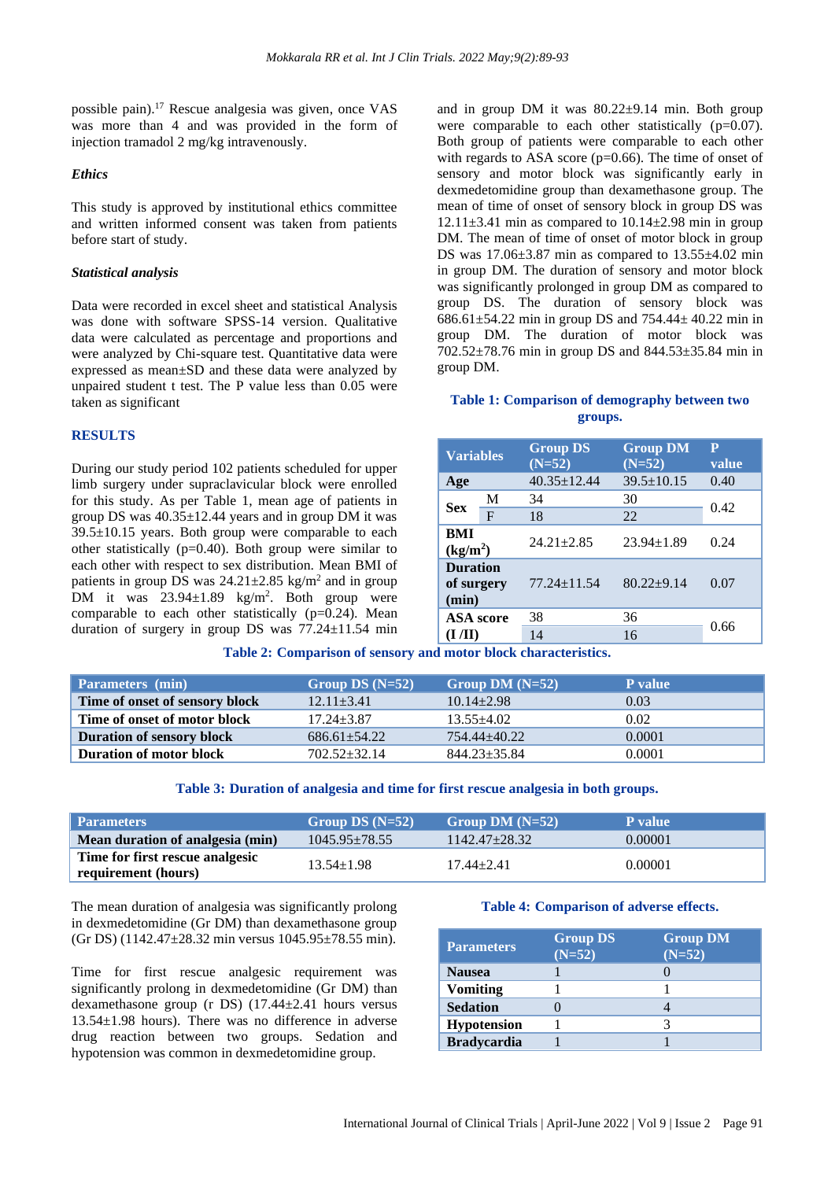possible pain).[17] Rescue analgesia was given, once VAS was more than 4 and was provided in the form of injection tramadol 2 mg/kg intravenously.

### *Ethics*

This study is approved by institutional ethics committee and written informed consent was taken from patients before start of study.

### *Statistical analysis*

Data were recorded in excel sheet and statistical Analysis was done with software SPSS-14 version. Qualitative data were calculated as percentage and proportions and were analyzed by Chi-square test. Quantitative data were expressed as mean±SD and these data were analyzed by unpaired student t test. The P value less than 0.05 were taken as significant

## RESULTS

During our study period 102 patients scheduled for upper limb surgery under supraclavicular block were enrolled for this study. As per Table 1, mean age of patients in group DS was 40.35±12.44 years and in group DM it was 39.5±10.15 years. Both group were comparable to each other statistically (p=0.40). Both group were similar to each other with respect to sex distribution. Mean BMI of patients in group DS was 24.21±2.85 kg/m$^2$ and in group DM it was 23.94±1.89 kg/m$^2$. Both group were comparable to each other statistically (p=0.24). Mean duration of surgery in group DS was 77.24±11.54 min and in group DM it was 80.22±9.14 min. Both group were comparable to each other statistically (p=0.07). Both group of patients were comparable to each other with regards to ASA score (p=0.66). The time of onset of sensory and motor block was significantly early in dexmedetomidine group than dexamethasone group. The mean of time of onset of sensory block in group DS was 12.11±3.41 min as compared to 10.14±2.98 min in group DM. The mean of time of onset of motor block in group DS was 17.06±3.87 min as compared to 13.55±4.02 min in group DM. The duration of sensory and motor block was significantly prolonged in group DM as compared to group DS. The duration of sensory block was 686.61±54.22 min in group DS and 754.44± 40.22 min in group DM. The duration of motor block was 702.52±78.76 min in group DS and 844.53±35.84 min in group DM.

**Table 1: Comparison of demography between two groups.**

| Variables | | Group DS (N=52) | Group DM (N=52) | P value |
|---|---|---|---|---|
| Age | | 40.35±12.44 | 39.5±10.15 | 0.40 |
| Sex | M | 34 | 30 | 0.42 |
| | F | 18 | 22 | |
| BMI (kg/m$^2$) | | 24.21±2.85 | 23.94±1.89 | 0.24 |
| Duration of surgery (min) | | 77.24±11.54 | 80.22±9.14 | 0.07 |
| ASA score (I /II) | | 38 | 36 | 0.66 |
| | | 14 | 16 | |

**Table 2: Comparison of sensory and motor block characteristics.**

| Parameters (min) | Group DS (N=52) | Group DM (N=52) | P value |
|---|---|---|---|
| Time of onset of sensory block | 12.11±3.41 | 10.14±2.98 | 0.03 |
| Time of onset of motor block | 17.24±3.87 | 13.55±4.02 | 0.02 |
| Duration of sensory block | 686.61±54.22 | 754.44±40.22 | 0.0001 |
| Duration of motor block | 702.52±32.14 | 844.23±35.84 | 0.0001 |

**Table 3: Duration of analgesia and time for first rescue analgesia in both groups.**

| Parameters | Group DS (N=52) | Group DM (N=52) | P value |
|---|---|---|---|
| Mean duration of analgesia (min) | 1045.95±78.55 | 1142.47±28.32 | 0.00001 |
| Time for first rescue analgesic requirement (hours) | 13.54±1.98 | 17.44±2.41 | 0.00001 |

The mean duration of analgesia was significantly prolong in dexmedetomidine (Gr DM) than dexamethasone group (Gr DS) (1142.47±28.32 min versus 1045.95±78.55 min).

Time for first rescue analgesic requirement was significantly prolong in dexmedetomidine (Gr DM) than dexamethasone group (r DS) (17.44±2.41 hours versus 13.54±1.98 hours). There was no difference in adverse drug reaction between two groups. Sedation and hypotension was common in dexmedetomidine group.

**Table 4: Comparison of adverse effects.**

| Parameters | Group DS (N=52) | Group DM (N=52) |
|---|---|---|
| Nausea | 1 | 0 |
| Vomiting | 1 | 1 |
| Sedation | 0 | 4 |
| Hypotension | 1 | 3 |
| Bradycardia | 1 | 1 |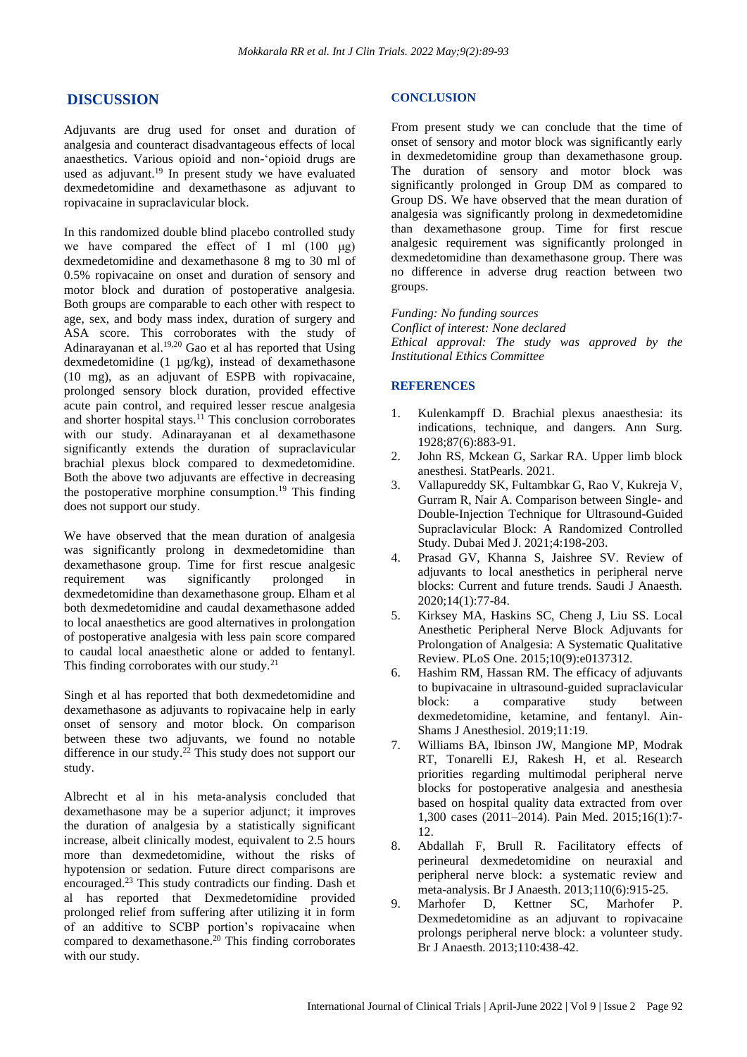## DISCUSSION

Adjuvants are drug used for onset and duration of analgesia and counteract disadvantageous effects of local anaesthetics. Various opioid and non-'opioid drugs are used as adjuvant.[19] In present study we have evaluated dexmedetomidine and dexamethasone as adjuvant to ropivacaine in supraclavicular block.

In this randomized double blind placebo controlled study we have compared the effect of 1 ml (100 µg) dexmedetomidine and dexamethasone 8 mg to 30 ml of 0.5% ropivacaine on onset and duration of sensory and motor block and duration of postoperative analgesia. Both groups are comparable to each other with respect to age, sex, and body mass index, duration of surgery and ASA score. This corroborates with the study of Adinarayanan et al.[19,20] Gao et al has reported that Using dexmedetomidine (1 µg/kg), instead of dexamethasone (10 mg), as an adjuvant of ESPB with ropivacaine, prolonged sensory block duration, provided effective acute pain control, and required lesser rescue analgesia and shorter hospital stays.[11] This conclusion corroborates with our study. Adinarayanan et al dexamethasone significantly extends the duration of supraclavicular brachial plexus block compared to dexmedetomidine. Both the above two adjuvants are effective in decreasing the postoperative morphine consumption.[19] This finding does not support our study.

We have observed that the mean duration of analgesia was significantly prolong in dexmedetomidine than dexamethasone group. Time for first rescue analgesic requirement was significantly prolonged in dexmedetomidine than dexamethasone group. Elham et al both dexmedetomidine and caudal dexamethasone added to local anaesthetics are good alternatives in prolongation of postoperative analgesia with less pain score compared to caudal local anaesthetic alone or added to fentanyl. This finding corroborates with our study.[21]

Singh et al has reported that both dexmedetomidine and dexamethasone as adjuvants to ropivacaine help in early onset of sensory and motor block. On comparison between these two adjuvants, we found no notable difference in our study.[22] This study does not support our study.

Albrecht et al in his meta-analysis concluded that dexamethasone may be a superior adjunct; it improves the duration of analgesia by a statistically significant increase, albeit clinically modest, equivalent to 2.5 hours more than dexmedetomidine, without the risks of hypotension or sedation. Future direct comparisons are encouraged.[23] This study contradicts our finding. Dash et al has reported that Dexmedetomidine provided prolonged relief from suffering after utilizing it in form of an additive to SCBP portion's ropivacaine when compared to dexamethasone.[20] This finding corroborates with our study.

## CONCLUSION

From present study we can conclude that the time of onset of sensory and motor block was significantly early in dexmedetomidine group than dexamethasone group. The duration of sensory and motor block was significantly prolonged in Group DM as compared to Group DS. We have observed that the mean duration of analgesia was significantly prolong in dexmedetomidine than dexamethasone group. Time for first rescue analgesic requirement was significantly prolonged in dexmedetomidine than dexamethasone group. There was no difference in adverse drug reaction between two groups.

*Funding: No funding sources*
*Conflict of interest: None declared*
*Ethical approval: The study was approved by the Institutional Ethics Committee*

## REFERENCES

1. Kulenkampff D. Brachial plexus anaesthesia: its indications, technique, and dangers. Ann Surg. 1928;87(6):883-91.
2. John RS, Mckean G, Sarkar RA. Upper limb block anesthesi. StatPearls. 2021.
3. Vallapureddy SK, Fultambkar G, Rao V, Kukreja V, Gurram R, Nair A. Comparison between Single- and Double-Injection Technique for Ultrasound-Guided Supraclavicular Block: A Randomized Controlled Study. Dubai Med J. 2021;4:198-203.
4. Prasad GV, Khanna S, Jaishree SV. Review of adjuvants to local anesthetics in peripheral nerve blocks: Current and future trends. Saudi J Anaesth. 2020;14(1):77-84.
5. Kirksey MA, Haskins SC, Cheng J, Liu SS. Local Anesthetic Peripheral Nerve Block Adjuvants for Prolongation of Analgesia: A Systematic Qualitative Review. PLoS One. 2015;10(9):e0137312.
6. Hashim RM, Hassan RM. The efficacy of adjuvants to bupivacaine in ultrasound-guided supraclavicular block: a comparative study between dexmedetomidine, ketamine, and fentanyl. Ain-Shams J Anesthesiol. 2019;11:19.
7. Williams BA, Ibinson JW, Mangione MP, Modrak RT, Tonarelli EJ, Rakesh H, et al. Research priorities regarding multimodal peripheral nerve blocks for postoperative analgesia and anesthesia based on hospital quality data extracted from over 1,300 cases (2011–2014). Pain Med. 2015;16(1):7-12.
8. Abdallah F, Brull R. Facilitatory effects of perineural dexmedetomidine on neuraxial and peripheral nerve block: a systematic review and meta-analysis. Br J Anaesth. 2013;110(6):915-25.
9. Marhofer D, Kettner SC, Marhofer P. Dexmedetomidine as an adjuvant to ropivacaine prolongs peripheral nerve block: a volunteer study. Br J Anaesth. 2013;110:438-42.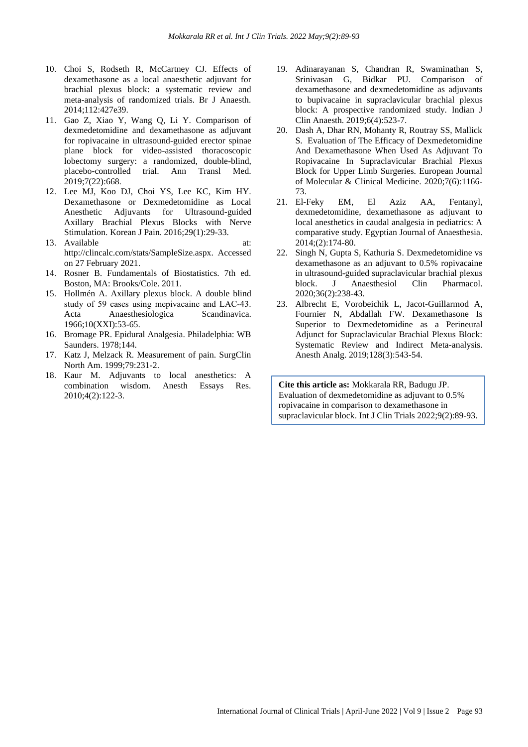10. Choi S, Rodseth R, McCartney CJ. Effects of dexamethasone as a local anaesthetic adjuvant for brachial plexus block: a systematic review and meta-analysis of randomized trials. Br J Anaesth. 2014;112:427e39.
11. Gao Z, Xiao Y, Wang Q, Li Y. Comparison of dexmedetomidine and dexamethasone as adjuvant for ropivacaine in ultrasound-guided erector spinae plane block for video-assisted thoracoscopic lobectomy surgery: a randomized, double-blind, placebo-controlled trial. Ann Transl Med. 2019;7(22):668.
12. Lee MJ, Koo DJ, Choi YS, Lee KC, Kim HY. Dexamethasone or Dexmedetomidine as Local Anesthetic Adjuvants for Ultrasound-guided Axillary Brachial Plexus Blocks with Nerve Stimulation. Korean J Pain. 2016;29(1):29-33.
13. Available at: http://clincalc.com/stats/SampleSize.aspx. Accessed on 27 February 2021.
14. Rosner B. Fundamentals of Biostatistics. 7th ed. Boston, MA: Brooks/Cole. 2011.
15. Hollmén A. Axillary plexus block. A double blind study of 59 cases using mepivacaine and LAC-43. Acta Anaesthesiologica Scandinavica. 1966;10(XXI):53-65.
16. Bromage PR. Epidural Analgesia. Philadelphia: WB Saunders. 1978;144.
17. Katz J, Melzack R. Measurement of pain. SurgClin North Am. 1999;79:231-2.
18. Kaur M. Adjuvants to local anesthetics: A combination wisdom. Anesth Essays Res. 2010;4(2):122-3.
19. Adinarayanan S, Chandran R, Swaminathan S, Srinivasan G, Bidkar PU. Comparison of dexamethasone and dexmedetomidine as adjuvants to bupivacaine in supraclavicular brachial plexus block: A prospective randomized study. Indian J Clin Anaesth. 2019;6(4):523-7.
20. Dash A, Dhar RN, Mohanty R, Routray SS, Mallick S. Evaluation of The Efficacy of Dexmedetomidine And Dexamethasone When Used As Adjuvant To Ropivacaine In Supraclavicular Brachial Plexus Block for Upper Limb Surgeries. European Journal of Molecular & Clinical Medicine. 2020;7(6):1166-73.
21. El-Feky EM, El Aziz AA, Fentanyl, dexmedetomidine, dexamethasone as adjuvant to local anesthetics in caudal analgesia in pediatrics: A comparative study. Egyptian Journal of Anaesthesia. 2014;(2):174-80.
22. Singh N, Gupta S, Kathuria S. Dexmedetomidine vs dexamethasone as an adjuvant to 0.5% ropivacaine in ultrasound-guided supraclavicular brachial plexus block. J Anaesthesiol Clin Pharmacol. 2020;36(2):238-43.
23. Albrecht E, Vorobeichik L, Jacot-Guillarmod A, Fournier N, Abdallah FW. Dexamethasone Is Superior to Dexmedetomidine as a Perineural Adjunct for Supraclavicular Brachial Plexus Block: Systematic Review and Indirect Meta-analysis. Anesth Analg. 2019;128(3):543-54.

**Cite this article as:** Mokkarala RR, Badugu JP. Evaluation of dexmedetomidine as adjuvant to 0.5% ropivacaine in comparison to dexamethasone in supraclavicular block. Int J Clin Trials 2022;9(2):89-93.